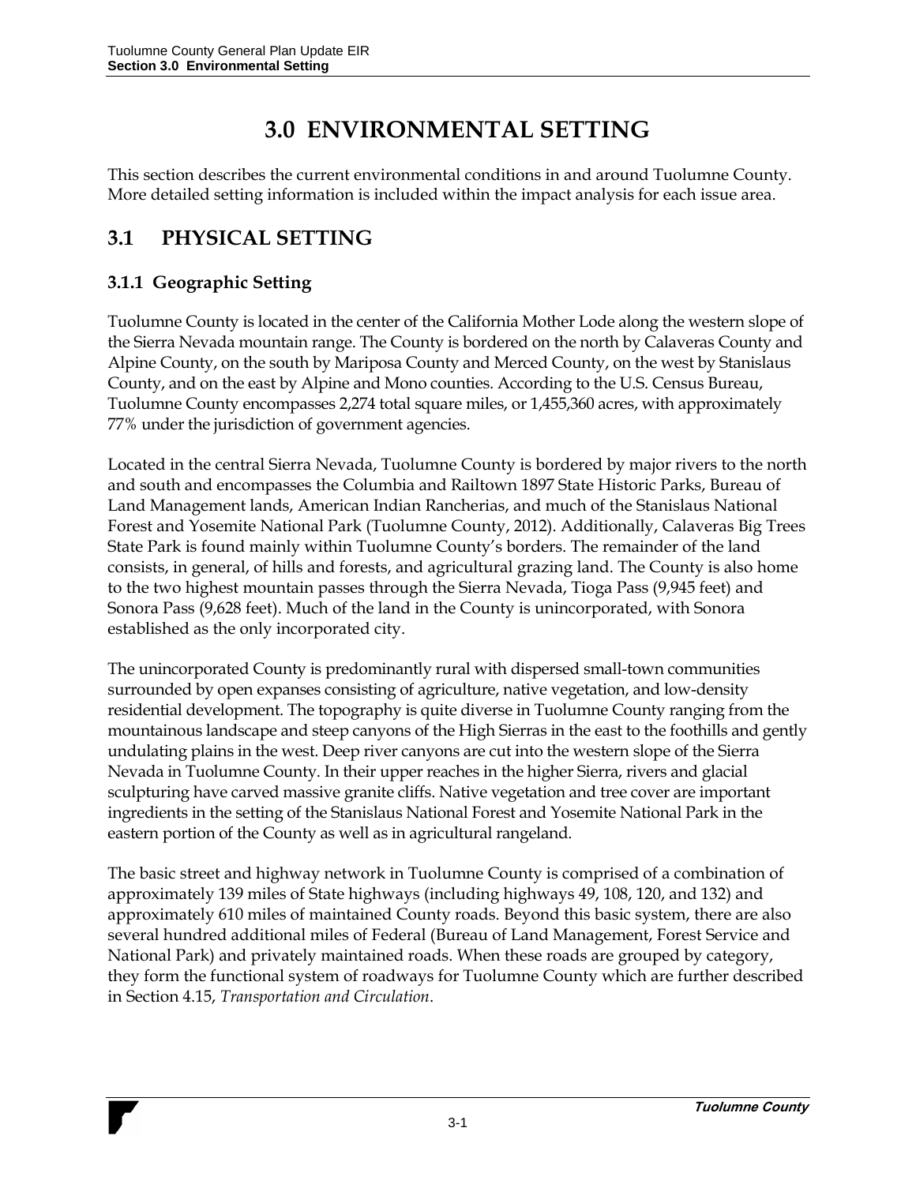# 3.0 ENVIRONMENTAL SETTING

This section describes the current environmental conditions in and around Tuolumne County. More detailed setting information is included within the impact analysis for each issue area.

## 3.1 PHYSICAL SETTING

### 3.1.1 Geographic Setting

Tuolumne County is located in the center of the California Mother Lode along the western slope of the Sierra Nevada mountain range. The County is bordered on the north by Calaveras County and Alpine County, on the south by Mariposa County and Merced County, on the west by Stanislaus County, and on the east by Alpine and Mono counties. According to the U.S. Census Bureau, Tuolumne County encompasses 2,274 total square miles, or 1,455,360 acres, with approximately 77% under the jurisdiction of government agencies.

Located in the central Sierra Nevada, Tuolumne County is bordered by major rivers to the north and south and encompasses the Columbia and Railtown 1897 State Historic Parks, Bureau of Land Management lands, American Indian Rancherias, and much of the Stanislaus National Forest and Yosemite National Park (Tuolumne County, 2012). Additionally, Calaveras Big Trees State Park is found mainly within Tuolumne County's borders. The remainder of the land consists, in general, of hills and forests, and agricultural grazing land. The County is also home to the two highest mountain passes through the Sierra Nevada, Tioga Pass (9,945 feet) and Sonora Pass (9,628 feet). Much of the land in the County is unincorporated, with Sonora established as the only incorporated city.

The unincorporated County is predominantly rural with dispersed small-town communities surrounded by open expanses consisting of agriculture, native vegetation, and low-density residential development. The topography is quite diverse in Tuolumne County ranging from the mountainous landscape and steep canyons of the High Sierras in the east to the foothills and gently undulating plains in the west. Deep river canyons are cut into the western slope of the Sierra Nevada in Tuolumne County. In their upper reaches in the higher Sierra, rivers and glacial sculpturing have carved massive granite cliffs. Native vegetation and tree cover are important ingredients in the setting of the Stanislaus National Forest and Yosemite National Park in the eastern portion of the County as well as in agricultural rangeland.

The basic street and highway network in Tuolumne County is comprised of a combination of approximately 139 miles of State highways (including highways 49, 108, 120, and 132) and approximately 610 miles of maintained County roads. Beyond this basic system, there are also several hundred additional miles of Federal (Bureau of Land Management, Forest Service and National Park) and privately maintained roads. When these roads are grouped by category, they form the functional system of roadways for Tuolumne County which are further described in Section 4.15, *Transportation and Circulation*.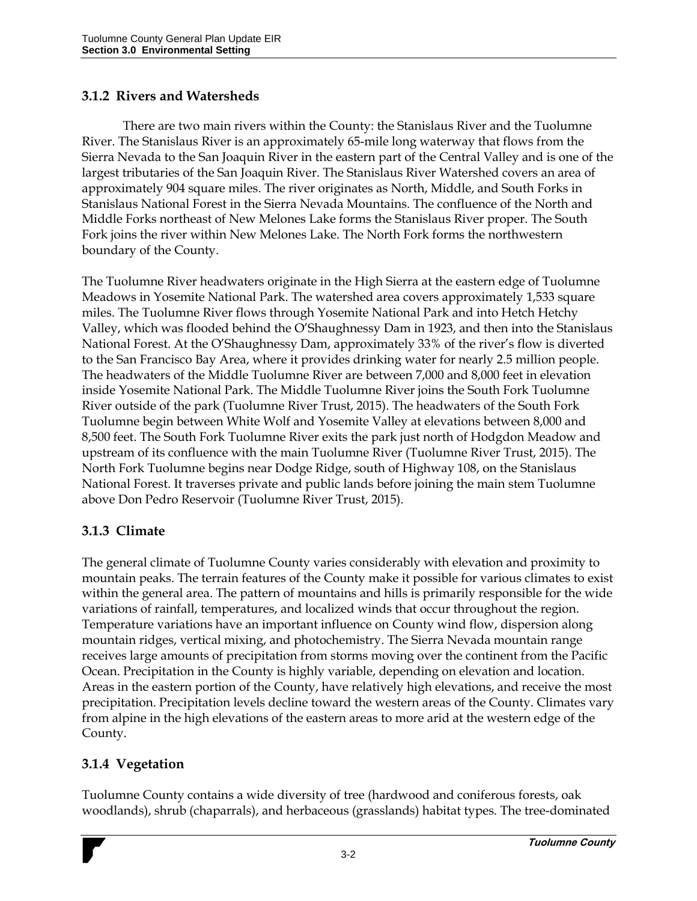### 3.1.2 Rivers and Watersheds

There are two main rivers within the County: the Stanislaus River and the Tuolumne River. The Stanislaus River is an approximately 65-mile long waterway that flows from the Sierra Nevada to the San Joaquin River in the eastern part of the Central Valley and is one of the largest tributaries of the San Joaquin River. The Stanislaus River Watershed covers an area of approximately 904 square miles. The river originates as North, Middle, and South Forks in Stanislaus National Forest in the Sierra Nevada Mountains. The confluence of the North and Middle Forks northeast of New Melones Lake forms the Stanislaus River proper. The South Fork joins the river within New Melones Lake. The North Fork forms the northwestern boundary of the County.

The Tuolumne River headwaters originate in the High Sierra at the eastern edge of Tuolumne Meadows in Yosemite National Park. The watershed area covers approximately 1,533 square miles. The Tuolumne River flows through Yosemite National Park and into Hetch Hetchy Valley, which was flooded behind the O'Shaughnessy Dam in 1923, and then into the Stanislaus National Forest. At the O'Shaughnessy Dam, approximately 33% of the river's flow is diverted to the San Francisco Bay Area, where it provides drinking water for nearly 2.5 million people. The headwaters of the Middle Tuolumne River are between 7,000 and 8,000 feet in elevation inside Yosemite National Park. The Middle Tuolumne River joins the South Fork Tuolumne River outside of the park (Tuolumne River Trust, 2015). The headwaters of the South Fork Tuolumne begin between White Wolf and Yosemite Valley at elevations between 8,000 and 8,500 feet. The South Fork Tuolumne River exits the park just north of Hodgdon Meadow and upstream of its confluence with the main Tuolumne River (Tuolumne River Trust, 2015). The North Fork Tuolumne begins near Dodge Ridge, south of Highway 108, on the Stanislaus National Forest. It traverses private and public lands before joining the main stem Tuolumne above Don Pedro Reservoir (Tuolumne River Trust, 2015).

### 3.1.3 Climate

The general climate of Tuolumne County varies considerably with elevation and proximity to mountain peaks. The terrain features of the County make it possible for various climates to exist within the general area. The pattern of mountains and hills is primarily responsible for the wide variations of rainfall, temperatures, and localized winds that occur throughout the region. Temperature variations have an important influence on County wind flow, dispersion along mountain ridges, vertical mixing, and photochemistry. The Sierra Nevada mountain range receives large amounts of precipitation from storms moving over the continent from the Pacific Ocean. Precipitation in the County is highly variable, depending on elevation and location. Areas in the eastern portion of the County, have relatively high elevations, and receive the most precipitation. Precipitation levels decline toward the western areas of the County. Climates vary from alpine in the high elevations of the eastern areas to more arid at the western edge of the County.

### 3.1.4 Vegetation

Tuolumne County contains a wide diversity of tree (hardwood and coniferous forests, oak woodlands), shrub (chaparrals), and herbaceous (grasslands) habitat types. The tree-dominated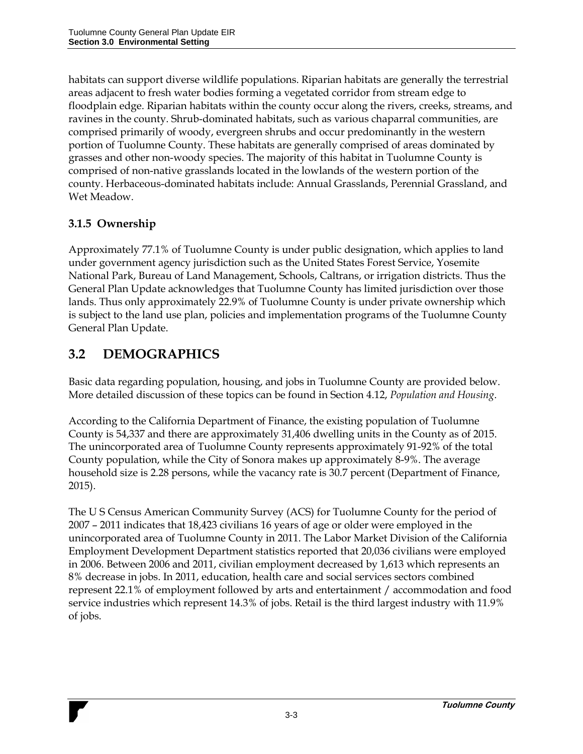habitats can support diverse wildlife populations. Riparian habitats are generally the terrestrial areas adjacent to fresh water bodies forming a vegetated corridor from stream edge to floodplain edge. Riparian habitats within the county occur along the rivers, creeks, streams, and ravines in the county. Shrub-dominated habitats, such as various chaparral communities, are comprised primarily of woody, evergreen shrubs and occur predominantly in the western portion of Tuolumne County. These habitats are generally comprised of areas dominated by grasses and other non-woody species. The majority of this habitat in Tuolumne County is comprised of non-native grasslands located in the lowlands of the western portion of the county. Herbaceous-dominated habitats include: Annual Grasslands, Perennial Grassland, and Wet Meadow.

### 3.1.5 Ownership

Approximately 77.1% of Tuolumne County is under public designation, which applies to land under government agency jurisdiction such as the United States Forest Service, Yosemite National Park, Bureau of Land Management, Schools, Caltrans, or irrigation districts. Thus the General Plan Update acknowledges that Tuolumne County has limited jurisdiction over those lands. Thus only approximately 22.9% of Tuolumne County is under private ownership which is subject to the land use plan, policies and implementation programs of the Tuolumne County General Plan Update.

## 3.2 DEMOGRAPHICS

Basic data regarding population, housing, and jobs in Tuolumne County are provided below. More detailed discussion of these topics can be found in Section 4.12, *Population and Housing*.

According to the California Department of Finance, the existing population of Tuolumne County is 54,337 and there are approximately 31,406 dwelling units in the County as of 2015. The unincorporated area of Tuolumne County represents approximately 91-92% of the total County population, while the City of Sonora makes up approximately 8-9%. The average household size is 2.28 persons, while the vacancy rate is 30.7 percent (Department of Finance, 2015).

The U S Census American Community Survey (ACS) for Tuolumne County for the period of 2007 – 2011 indicates that 18,423 civilians 16 years of age or older were employed in the unincorporated area of Tuolumne County in 2011. The Labor Market Division of the California Employment Development Department statistics reported that 20,036 civilians were employed in 2006. Between 2006 and 2011, civilian employment decreased by 1,613 which represents an 8% decrease in jobs. In 2011, education, health care and social services sectors combined represent 22.1% of employment followed by arts and entertainment / accommodation and food service industries which represent 14.3% of jobs. Retail is the third largest industry with 11.9% of jobs.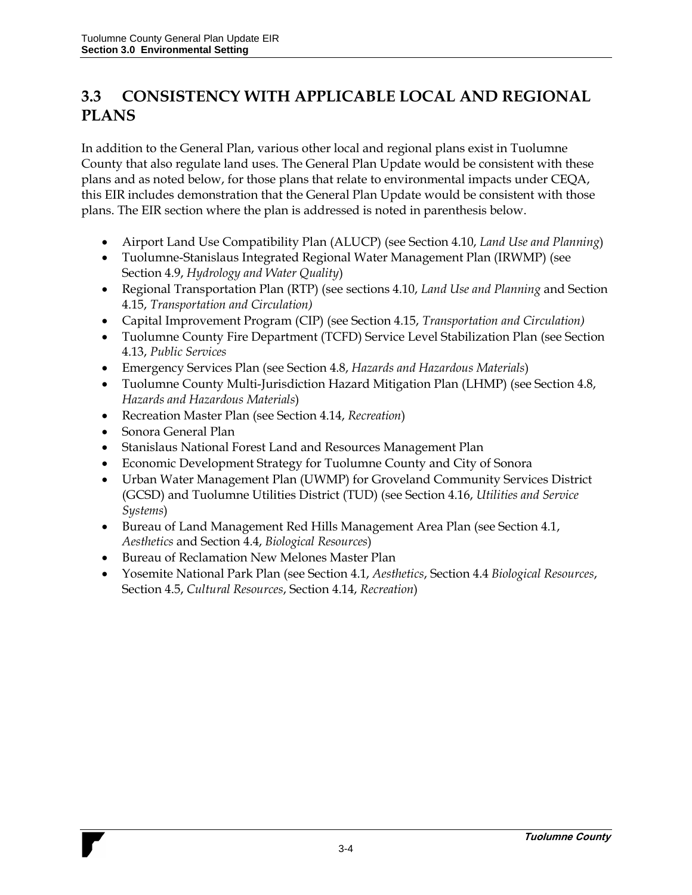## 3.3 CONSISTENCY WITH APPLICABLE LOCAL AND REGIONAL PLANS

In addition to the General Plan, various other local and regional plans exist in Tuolumne County that also regulate land uses. The General Plan Update would be consistent with these plans and as noted below, for those plans that relate to environmental impacts under CEQA, this EIR includes demonstration that the General Plan Update would be consistent with those plans. The EIR section where the plan is addressed is noted in parenthesis below.

- Airport Land Use Compatibility Plan (ALUCP) (see Section 4.10, *Land Use and Planning*)
- Tuolumne-Stanislaus Integrated Regional Water Management Plan (IRWMP) (see Section 4.9, *Hydrology and Water Quality*)
- Regional Transportation Plan (RTP) (see sections 4.10, *Land Use and Planning* and Section 4.15, *Transportation and Circulation)*
- Capital Improvement Program (CIP) (see Section 4.15, *Transportation and Circulation)*
- Tuolumne County Fire Department (TCFD) Service Level Stabilization Plan (see Section 4.13, *Public Services*
- Emergency Services Plan (see Section 4.8, *Hazards and Hazardous Materials*)
- Tuolumne County Multi-Jurisdiction Hazard Mitigation Plan (LHMP) (see Section 4.8, *Hazards and Hazardous Materials*)
- Recreation Master Plan (see Section 4.14, *Recreation*)
- Sonora General Plan
- Stanislaus National Forest Land and Resources Management Plan
- Economic Development Strategy for Tuolumne County and City of Sonora
- Urban Water Management Plan (UWMP) for Groveland Community Services District (GCSD) and Tuolumne Utilities District (TUD) (see Section 4.16, *Utilities and Service Systems*)
- Bureau of Land Management Red Hills Management Area Plan (see Section 4.1, *Aesthetics* and Section 4.4, *Biological Resources*)
- Bureau of Reclamation New Melones Master Plan
- Yosemite National Park Plan (see Section 4.1, *Aesthetics*, Section 4.4 *Biological Resources*, Section 4.5, *Cultural Resources*, Section 4.14, *Recreation*)